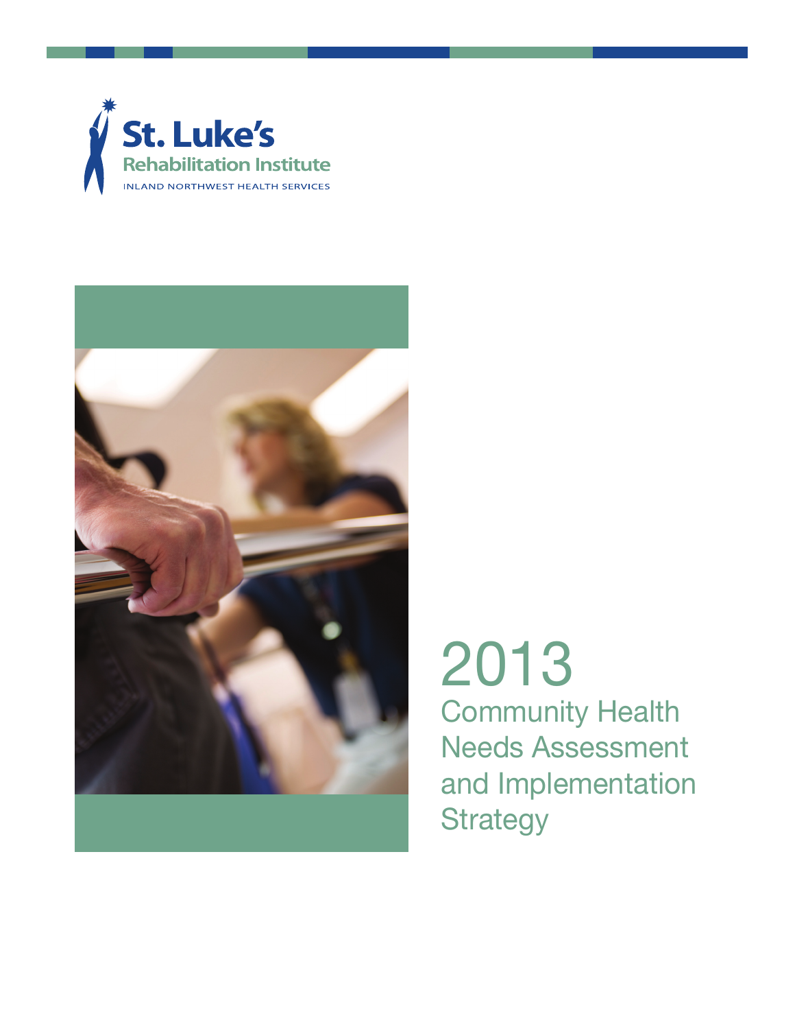St. Luke's
Rehabilitation Institute
INLAND NORTHWEST HEALTH SERVICES

# 2013
## Community Health Needs Assessment and Implementation Strategy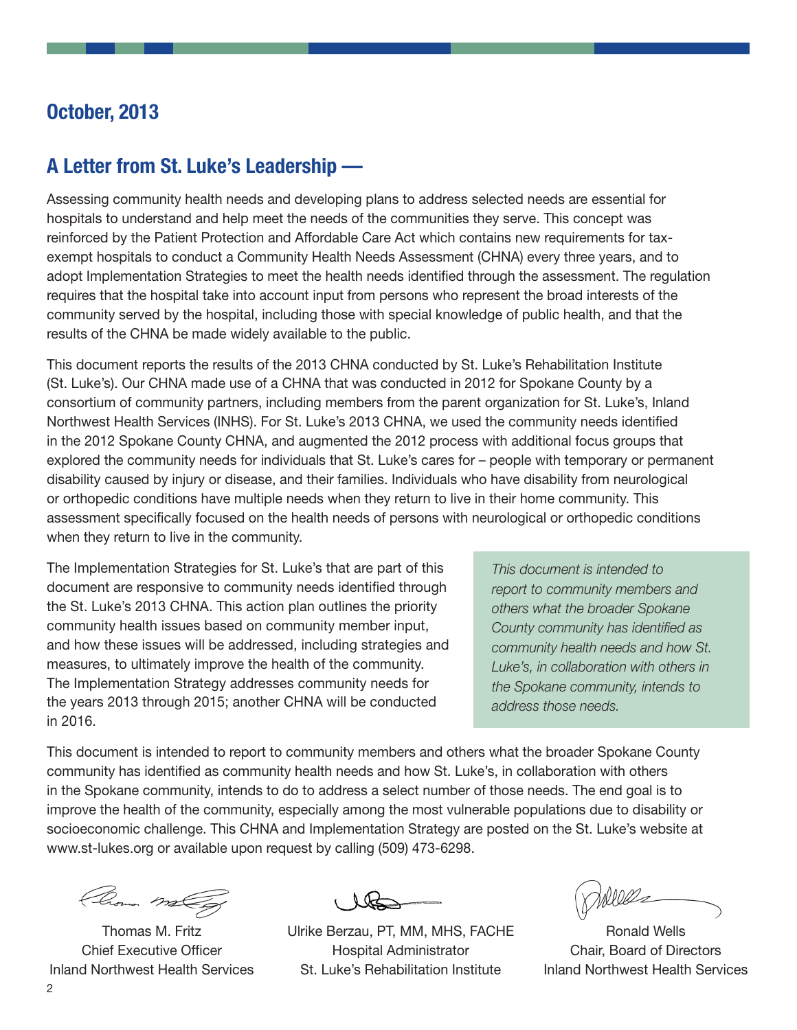## October, 2013

## A Letter from St. Luke's Leadership —

Assessing community health needs and developing plans to address selected needs are essential for hospitals to understand and help meet the needs of the communities they serve. This concept was reinforced by the Patient Protection and Affordable Care Act which contains new requirements for tax-exempt hospitals to conduct a Community Health Needs Assessment (CHNA) every three years, and to adopt Implementation Strategies to meet the health needs identified through the assessment. The regulation requires that the hospital take into account input from persons who represent the broad interests of the community served by the hospital, including those with special knowledge of public health, and that the results of the CHNA be made widely available to the public.

This document reports the results of the 2013 CHNA conducted by St. Luke's Rehabilitation Institute (St. Luke's). Our CHNA made use of a CHNA that was conducted in 2012 for Spokane County by a consortium of community partners, including members from the parent organization for St. Luke's, Inland Northwest Health Services (INHS). For St. Luke's 2013 CHNA, we used the community needs identified in the 2012 Spokane County CHNA, and augmented the 2012 process with additional focus groups that explored the community needs for individuals that St. Luke's cares for – people with temporary or permanent disability caused by injury or disease, and their families. Individuals who have disability from neurological or orthopedic conditions have multiple needs when they return to live in their home community. This assessment specifically focused on the health needs of persons with neurological or orthopedic conditions when they return to live in the community.

The Implementation Strategies for St. Luke's that are part of this document are responsive to community needs identified through the St. Luke's 2013 CHNA. This action plan outlines the priority community health issues based on community member input, and how these issues will be addressed, including strategies and measures, to ultimately improve the health of the community. The Implementation Strategy addresses community needs for the years 2013 through 2015; another CHNA will be conducted in 2016.

*This document is intended to report to community members and others what the broader Spokane County community has identified as community health needs and how St. Luke's, in collaboration with others in the Spokane community, intends to address those needs.*

This document is intended to report to community members and others what the broader Spokane County community has identified as community health needs and how St. Luke's, in collaboration with others in the Spokane community, intends to do to address a select number of those needs. The end goal is to improve the health of the community, especially among the most vulnerable populations due to disability or socioeconomic challenge. This CHNA and Implementation Strategy are posted on the St. Luke's website at www.st-lukes.org or available upon request by calling (509) 473-6298.

Thomas M. Fritz
Chief Executive Officer
Inland Northwest Health Services

Ulrike Berzau, PT, MM, MHS, FACHE
Hospital Administrator
St. Luke's Rehabilitation Institute

Ronald Wells
Chair, Board of Directors
Inland Northwest Health Services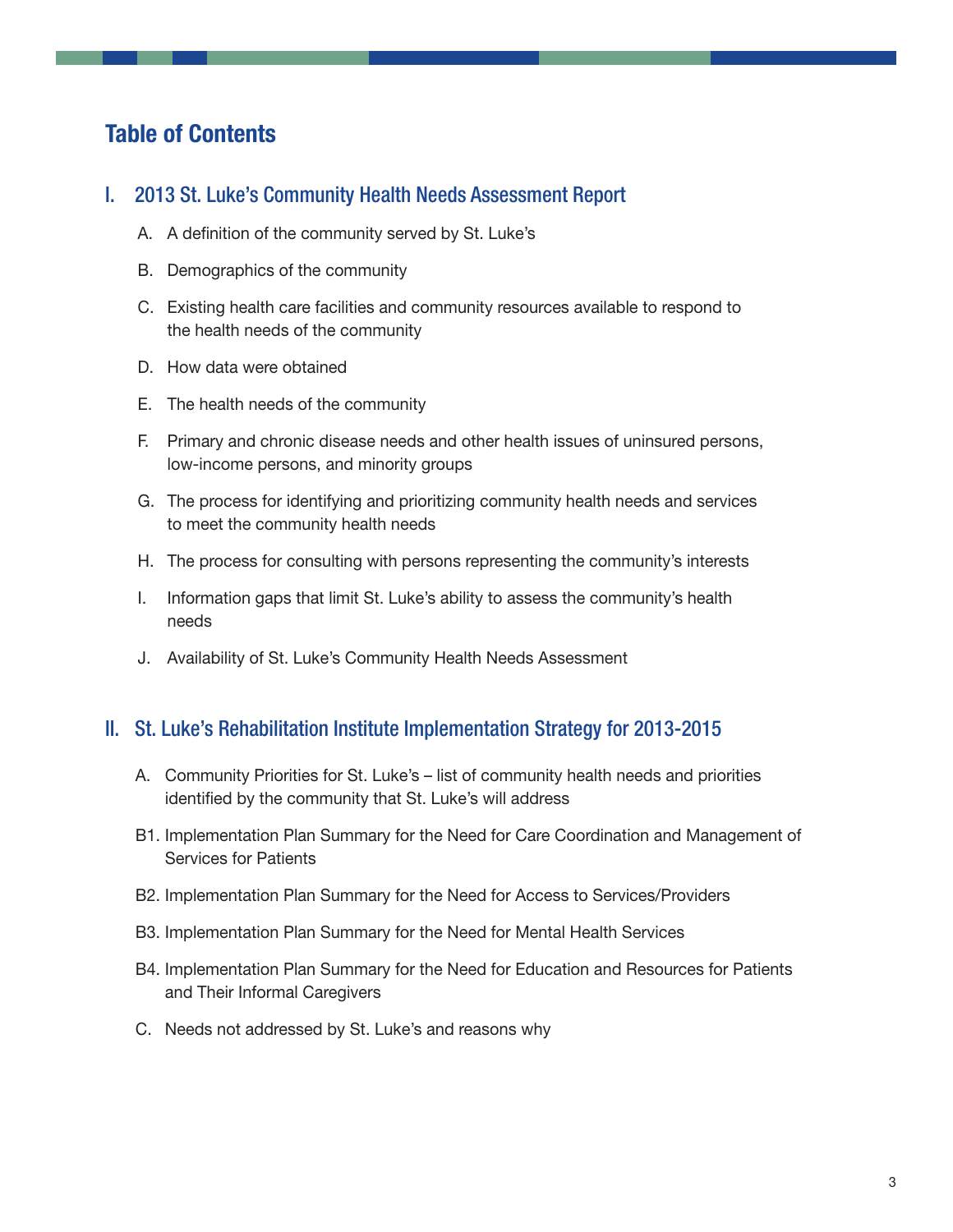# Table of Contents

## I. 2013 St. Luke's Community Health Needs Assessment Report

A. A definition of the community served by St. Luke's

B. Demographics of the community

C. Existing health care facilities and community resources available to respond to the health needs of the community

D. How data were obtained

E. The health needs of the community

F. Primary and chronic disease needs and other health issues of uninsured persons, low-income persons, and minority groups

G. The process for identifying and prioritizing community health needs and services to meet the community health needs

H. The process for consulting with persons representing the community's interests

I. Information gaps that limit St. Luke's ability to assess the community's health needs

J. Availability of St. Luke's Community Health Needs Assessment

## II. St. Luke's Rehabilitation Institute Implementation Strategy for 2013-2015

A. Community Priorities for St. Luke's – list of community health needs and priorities identified by the community that St. Luke's will address

B1. Implementation Plan Summary for the Need for Care Coordination and Management of Services for Patients

B2. Implementation Plan Summary for the Need for Access to Services/Providers

B3. Implementation Plan Summary for the Need for Mental Health Services

B4. Implementation Plan Summary for the Need for Education and Resources for Patients and Their Informal Caregivers

C. Needs not addressed by St. Luke's and reasons why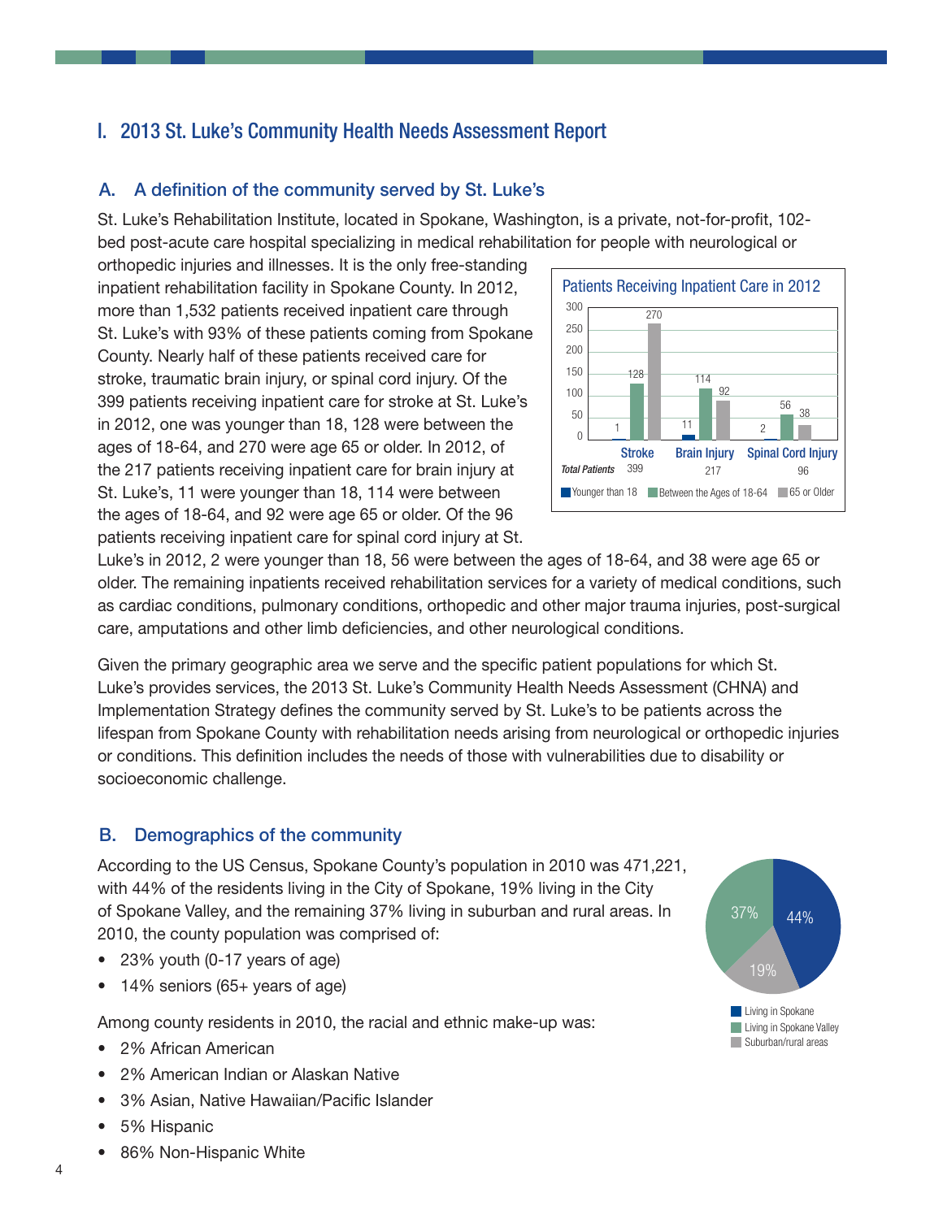## I. 2013 St. Luke's Community Health Needs Assessment Report

### A. A definition of the community served by St. Luke's

St. Luke's Rehabilitation Institute, located in Spokane, Washington, is a private, not-for-profit, 102-bed post-acute care hospital specializing in medical rehabilitation for people with neurological or orthopedic injuries and illnesses. It is the only free-standing inpatient rehabilitation facility in Spokane County. In 2012, more than 1,532 patients received inpatient care through St. Luke's with 93% of these patients coming from Spokane County. Nearly half of these patients received care for stroke, traumatic brain injury, or spinal cord injury. Of the 399 patients receiving inpatient care for stroke at St. Luke's in 2012, one was younger than 18, 128 were between the ages of 18-64, and 270 were age 65 or older. In 2012, of the 217 patients receiving inpatient care for brain injury at St. Luke's, 11 were younger than 18, 114 were between the ages of 18-64, and 92 were age 65 or older. Of the 96 patients receiving inpatient care for spinal cord injury at St. Luke's in 2012, 2 were younger than 18, 56 were between the ages of 18-64, and 38 were age 65 or older. The remaining inpatients received rehabilitation services for a variety of medical conditions, such as cardiac conditions, pulmonary conditions, orthopedic and other major trauma injuries, post-surgical care, amputations and other limb deficiencies, and other neurological conditions.

**Patients Receiving Inpatient Care in 2012**

| | Stroke | Brain Injury | Spinal Cord Injury |
|---|---|---|---|
| Younger than 18 | 1 | 11 | 2 |
| Between the Ages of 18-64 | 128 | 114 | 56 |
| 65 or Older | 270 | 92 | 38 |
| *Total Patients* | 399 | 217 | 96 |

Given the primary geographic area we serve and the specific patient populations for which St. Luke's provides services, the 2013 St. Luke's Community Health Needs Assessment (CHNA) and Implementation Strategy defines the community served by St. Luke's to be patients across the lifespan from Spokane County with rehabilitation needs arising from neurological or orthopedic injuries or conditions. This definition includes the needs of those with vulnerabilities due to disability or socioeconomic challenge.

### B. Demographics of the community

According to the US Census, Spokane County's population in 2010 was 471,221, with 44% of the residents living in the City of Spokane, 19% living in the City of Spokane Valley, and the remaining 37% living in suburban and rural areas. In 2010, the county population was comprised of:

- 23% youth (0-17 years of age)
- 14% seniors (65+ years of age)

| Area | Percent |
|---|---|
| Living in Spokane | 44% |
| Living in Spokane Valley | 19% |
| Suburban/rural areas | 37% |

Among county residents in 2010, the racial and ethnic make-up was:

- 2% African American
- 2% American Indian or Alaskan Native
- 3% Asian, Native Hawaiian/Pacific Islander
- 5% Hispanic
- 86% Non-Hispanic White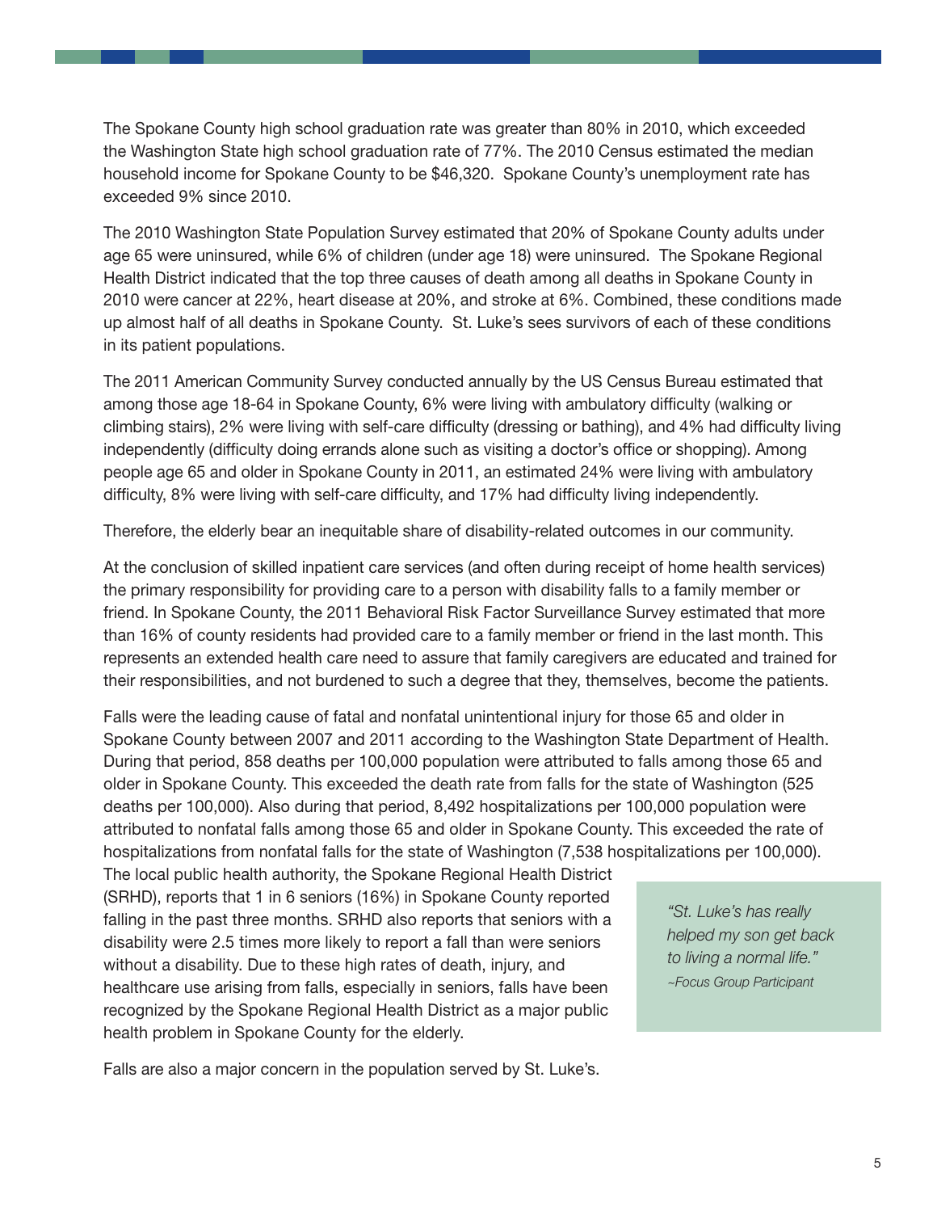The Spokane County high school graduation rate was greater than 80% in 2010, which exceeded the Washington State high school graduation rate of 77%. The 2010 Census estimated the median household income for Spokane County to be $46,320. Spokane County's unemployment rate has exceeded 9% since 2010.

The 2010 Washington State Population Survey estimated that 20% of Spokane County adults under age 65 were uninsured, while 6% of children (under age 18) were uninsured. The Spokane Regional Health District indicated that the top three causes of death among all deaths in Spokane County in 2010 were cancer at 22%, heart disease at 20%, and stroke at 6%. Combined, these conditions made up almost half of all deaths in Spokane County. St. Luke's sees survivors of each of these conditions in its patient populations.

The 2011 American Community Survey conducted annually by the US Census Bureau estimated that among those age 18-64 in Spokane County, 6% were living with ambulatory difficulty (walking or climbing stairs), 2% were living with self-care difficulty (dressing or bathing), and 4% had difficulty living independently (difficulty doing errands alone such as visiting a doctor's office or shopping). Among people age 65 and older in Spokane County in 2011, an estimated 24% were living with ambulatory difficulty, 8% were living with self-care difficulty, and 17% had difficulty living independently.

Therefore, the elderly bear an inequitable share of disability-related outcomes in our community.

At the conclusion of skilled inpatient care services (and often during receipt of home health services) the primary responsibility for providing care to a person with disability falls to a family member or friend. In Spokane County, the 2011 Behavioral Risk Factor Surveillance Survey estimated that more than 16% of county residents had provided care to a family member or friend in the last month. This represents an extended health care need to assure that family caregivers are educated and trained for their responsibilities, and not burdened to such a degree that they, themselves, become the patients.

Falls were the leading cause of fatal and nonfatal unintentional injury for those 65 and older in Spokane County between 2007 and 2011 according to the Washington State Department of Health. During that period, 858 deaths per 100,000 population were attributed to falls among those 65 and older in Spokane County. This exceeded the death rate from falls for the state of Washington (525 deaths per 100,000). Also during that period, 8,492 hospitalizations per 100,000 population were attributed to nonfatal falls among those 65 and older in Spokane County. This exceeded the rate of hospitalizations from nonfatal falls for the state of Washington (7,538 hospitalizations per 100,000). The local public health authority, the Spokane Regional Health District (SRHD), reports that 1 in 6 seniors (16%) in Spokane County reported falling in the past three months. SRHD also reports that seniors with a disability were 2.5 times more likely to report a fall than were seniors without a disability. Due to these high rates of death, injury, and healthcare use arising from falls, especially in seniors, falls have been recognized by the Spokane Regional Health District as a major public health problem in Spokane County for the elderly.

> *"St. Luke's has really helped my son get back to living a normal life."*
> *~Focus Group Participant*

Falls are also a major concern in the population served by St. Luke's.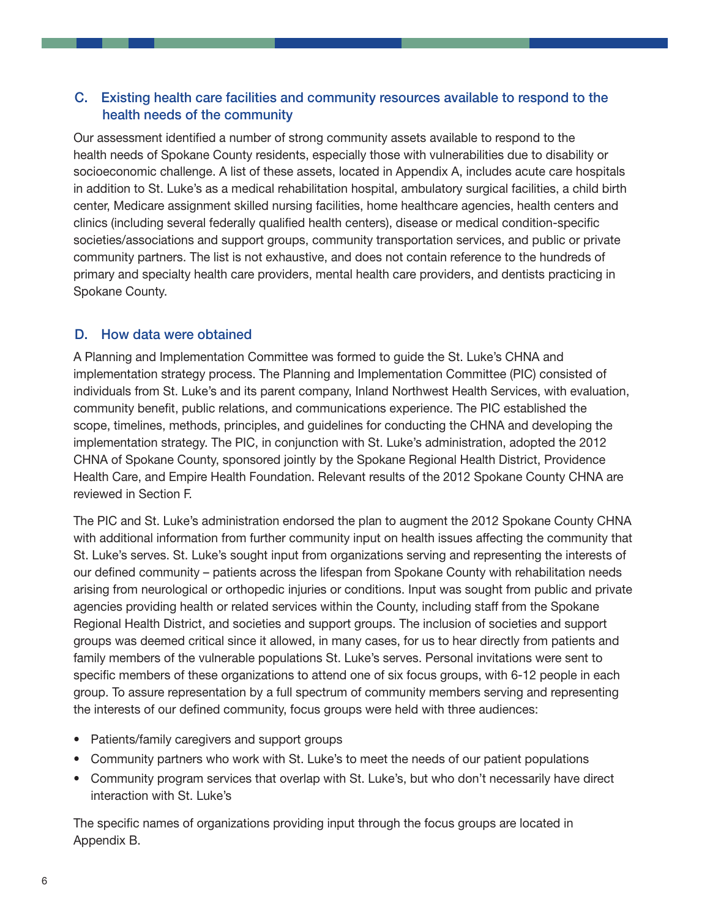## C. Existing health care facilities and community resources available to respond to the health needs of the community

Our assessment identified a number of strong community assets available to respond to the health needs of Spokane County residents, especially those with vulnerabilities due to disability or socioeconomic challenge. A list of these assets, located in Appendix A, includes acute care hospitals in addition to St. Luke's as a medical rehabilitation hospital, ambulatory surgical facilities, a child birth center, Medicare assignment skilled nursing facilities, home healthcare agencies, health centers and clinics (including several federally qualified health centers), disease or medical condition-specific societies/associations and support groups, community transportation services, and public or private community partners. The list is not exhaustive, and does not contain reference to the hundreds of primary and specialty health care providers, mental health care providers, and dentists practicing in Spokane County.

## D. How data were obtained

A Planning and Implementation Committee was formed to guide the St. Luke's CHNA and implementation strategy process. The Planning and Implementation Committee (PIC) consisted of individuals from St. Luke's and its parent company, Inland Northwest Health Services, with evaluation, community benefit, public relations, and communications experience. The PIC established the scope, timelines, methods, principles, and guidelines for conducting the CHNA and developing the implementation strategy. The PIC, in conjunction with St. Luke's administration, adopted the 2012 CHNA of Spokane County, sponsored jointly by the Spokane Regional Health District, Providence Health Care, and Empire Health Foundation. Relevant results of the 2012 Spokane County CHNA are reviewed in Section F.

The PIC and St. Luke's administration endorsed the plan to augment the 2012 Spokane County CHNA with additional information from further community input on health issues affecting the community that St. Luke's serves. St. Luke's sought input from organizations serving and representing the interests of our defined community – patients across the lifespan from Spokane County with rehabilitation needs arising from neurological or orthopedic injuries or conditions. Input was sought from public and private agencies providing health or related services within the County, including staff from the Spokane Regional Health District, and societies and support groups. The inclusion of societies and support groups was deemed critical since it allowed, in many cases, for us to hear directly from patients and family members of the vulnerable populations St. Luke's serves. Personal invitations were sent to specific members of these organizations to attend one of six focus groups, with 6-12 people in each group. To assure representation by a full spectrum of community members serving and representing the interests of our defined community, focus groups were held with three audiences:

- Patients/family caregivers and support groups
- Community partners who work with St. Luke's to meet the needs of our patient populations
- Community program services that overlap with St. Luke's, but who don't necessarily have direct interaction with St. Luke's

The specific names of organizations providing input through the focus groups are located in Appendix B.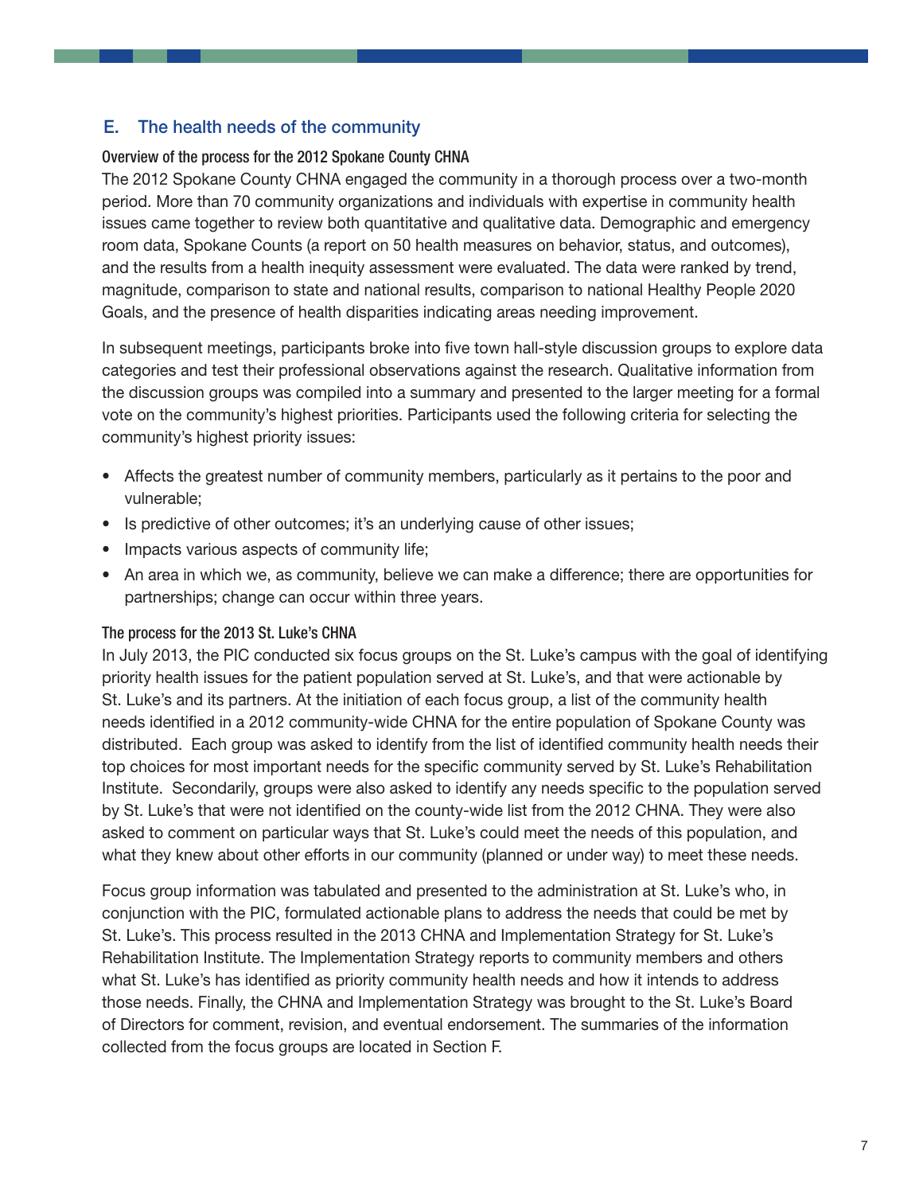## E. The health needs of the community

### Overview of the process for the 2012 Spokane County CHNA

The 2012 Spokane County CHNA engaged the community in a thorough process over a two-month period. More than 70 community organizations and individuals with expertise in community health issues came together to review both quantitative and qualitative data. Demographic and emergency room data, Spokane Counts (a report on 50 health measures on behavior, status, and outcomes), and the results from a health inequity assessment were evaluated. The data were ranked by trend, magnitude, comparison to state and national results, comparison to national Healthy People 2020 Goals, and the presence of health disparities indicating areas needing improvement.

In subsequent meetings, participants broke into five town hall-style discussion groups to explore data categories and test their professional observations against the research. Qualitative information from the discussion groups was compiled into a summary and presented to the larger meeting for a formal vote on the community's highest priorities. Participants used the following criteria for selecting the community's highest priority issues:

- Affects the greatest number of community members, particularly as it pertains to the poor and vulnerable;
- Is predictive of other outcomes; it's an underlying cause of other issues;
- Impacts various aspects of community life;
- An area in which we, as community, believe we can make a difference; there are opportunities for partnerships; change can occur within three years.

### The process for the 2013 St. Luke's CHNA

In July 2013, the PIC conducted six focus groups on the St. Luke's campus with the goal of identifying priority health issues for the patient population served at St. Luke's, and that were actionable by St. Luke's and its partners. At the initiation of each focus group, a list of the community health needs identified in a 2012 community-wide CHNA for the entire population of Spokane County was distributed. Each group was asked to identify from the list of identified community health needs their top choices for most important needs for the specific community served by St. Luke's Rehabilitation Institute. Secondarily, groups were also asked to identify any needs specific to the population served by St. Luke's that were not identified on the county-wide list from the 2012 CHNA. They were also asked to comment on particular ways that St. Luke's could meet the needs of this population, and what they knew about other efforts in our community (planned or under way) to meet these needs.

Focus group information was tabulated and presented to the administration at St. Luke's who, in conjunction with the PIC, formulated actionable plans to address the needs that could be met by St. Luke's. This process resulted in the 2013 CHNA and Implementation Strategy for St. Luke's Rehabilitation Institute. The Implementation Strategy reports to community members and others what St. Luke's has identified as priority community health needs and how it intends to address those needs. Finally, the CHNA and Implementation Strategy was brought to the St. Luke's Board of Directors for comment, revision, and eventual endorsement. The summaries of the information collected from the focus groups are located in Section F.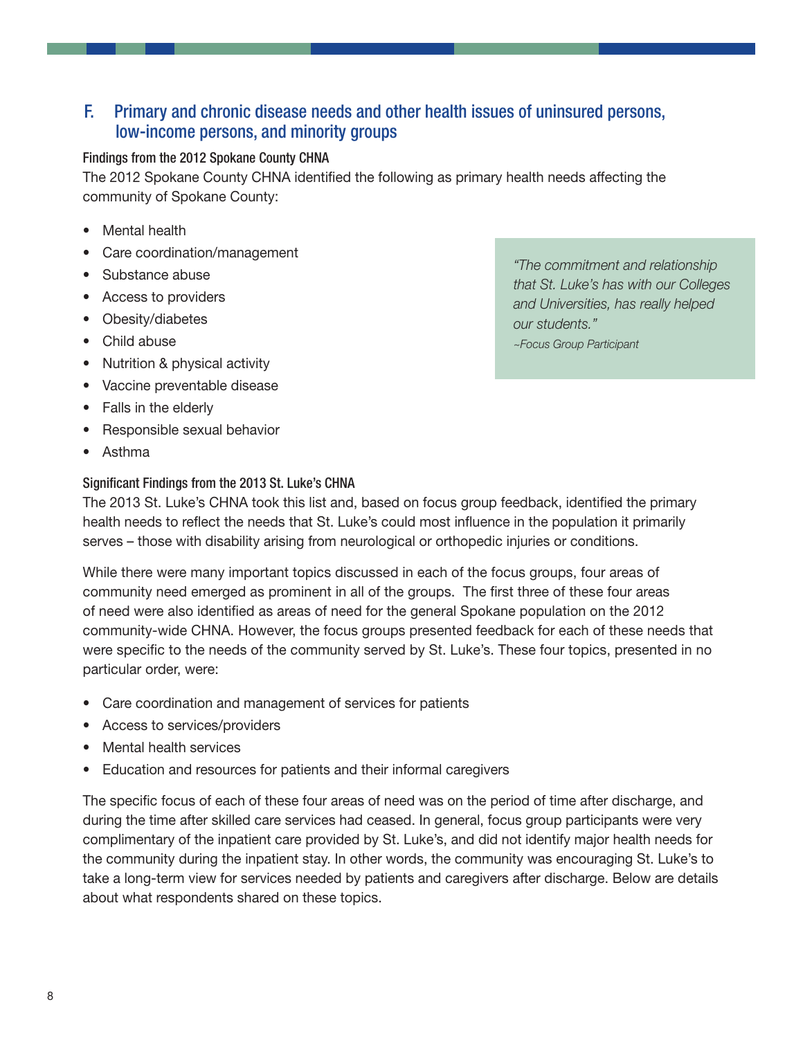## F. Primary and chronic disease needs and other health issues of uninsured persons, low-income persons, and minority groups

### Findings from the 2012 Spokane County CHNA

The 2012 Spokane County CHNA identified the following as primary health needs affecting the community of Spokane County:

- Mental health
- Care coordination/management
- Substance abuse
- Access to providers
- Obesity/diabetes
- Child abuse
- Nutrition & physical activity
- Vaccine preventable disease
- Falls in the elderly
- Responsible sexual behavior
- Asthma

> *"The commitment and relationship that St. Luke's has with our Colleges and Universities, has really helped our students."*
> *~Focus Group Participant*

### Significant Findings from the 2013 St. Luke's CHNA

The 2013 St. Luke's CHNA took this list and, based on focus group feedback, identified the primary health needs to reflect the needs that St. Luke's could most influence in the population it primarily serves – those with disability arising from neurological or orthopedic injuries or conditions.

While there were many important topics discussed in each of the focus groups, four areas of community need emerged as prominent in all of the groups. The first three of these four areas of need were also identified as areas of need for the general Spokane population on the 2012 community-wide CHNA. However, the focus groups presented feedback for each of these needs that were specific to the needs of the community served by St. Luke's. These four topics, presented in no particular order, were:

- Care coordination and management of services for patients
- Access to services/providers
- Mental health services
- Education and resources for patients and their informal caregivers

The specific focus of each of these four areas of need was on the period of time after discharge, and during the time after skilled care services had ceased. In general, focus group participants were very complimentary of the inpatient care provided by St. Luke's, and did not identify major health needs for the community during the inpatient stay. In other words, the community was encouraging St. Luke's to take a long-term view for services needed by patients and caregivers after discharge. Below are details about what respondents shared on these topics.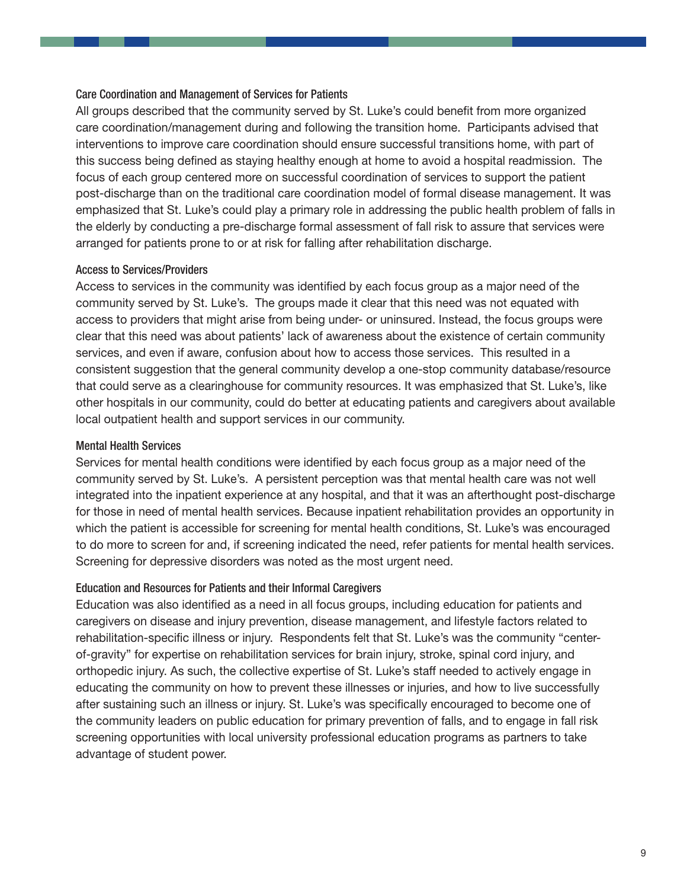### Care Coordination and Management of Services for Patients

All groups described that the community served by St. Luke's could benefit from more organized care coordination/management during and following the transition home. Participants advised that interventions to improve care coordination should ensure successful transitions home, with part of this success being defined as staying healthy enough at home to avoid a hospital readmission. The focus of each group centered more on successful coordination of services to support the patient post-discharge than on the traditional care coordination model of formal disease management. It was emphasized that St. Luke's could play a primary role in addressing the public health problem of falls in the elderly by conducting a pre-discharge formal assessment of fall risk to assure that services were arranged for patients prone to or at risk for falling after rehabilitation discharge.

### Access to Services/Providers

Access to services in the community was identified by each focus group as a major need of the community served by St. Luke's. The groups made it clear that this need was not equated with access to providers that might arise from being under- or uninsured. Instead, the focus groups were clear that this need was about patients' lack of awareness about the existence of certain community services, and even if aware, confusion about how to access those services. This resulted in a consistent suggestion that the general community develop a one-stop community database/resource that could serve as a clearinghouse for community resources. It was emphasized that St. Luke's, like other hospitals in our community, could do better at educating patients and caregivers about available local outpatient health and support services in our community.

### Mental Health Services

Services for mental health conditions were identified by each focus group as a major need of the community served by St. Luke's. A persistent perception was that mental health care was not well integrated into the inpatient experience at any hospital, and that it was an afterthought post-discharge for those in need of mental health services. Because inpatient rehabilitation provides an opportunity in which the patient is accessible for screening for mental health conditions, St. Luke's was encouraged to do more to screen for and, if screening indicated the need, refer patients for mental health services. Screening for depressive disorders was noted as the most urgent need.

### Education and Resources for Patients and their Informal Caregivers

Education was also identified as a need in all focus groups, including education for patients and caregivers on disease and injury prevention, disease management, and lifestyle factors related to rehabilitation-specific illness or injury. Respondents felt that St. Luke's was the community "center-of-gravity" for expertise on rehabilitation services for brain injury, stroke, spinal cord injury, and orthopedic injury. As such, the collective expertise of St. Luke's staff needed to actively engage in educating the community on how to prevent these illnesses or injuries, and how to live successfully after sustaining such an illness or injury. St. Luke's was specifically encouraged to become one of the community leaders on public education for primary prevention of falls, and to engage in fall risk screening opportunities with local university professional education programs as partners to take advantage of student power.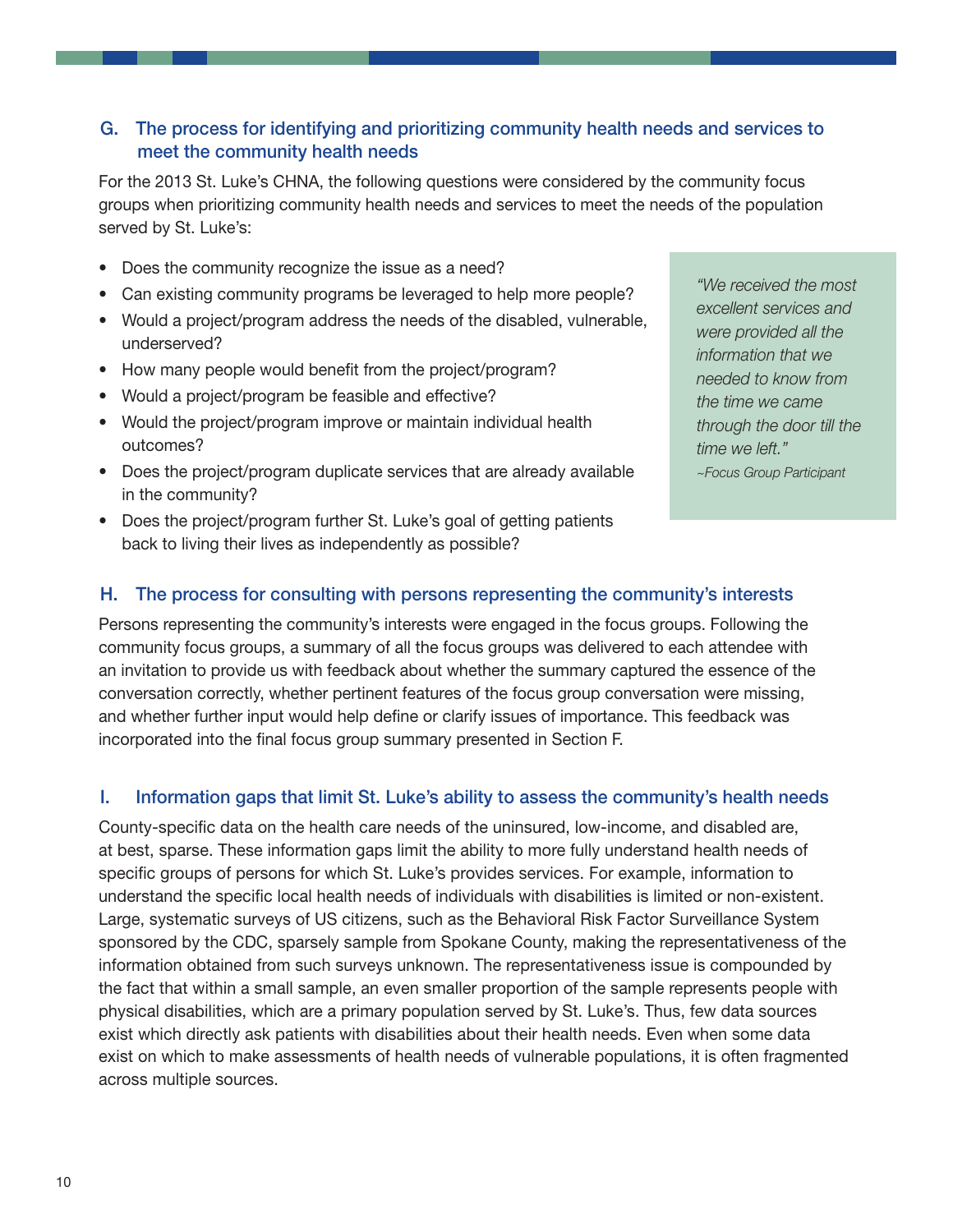## G. The process for identifying and prioritizing community health needs and services to meet the community health needs

For the 2013 St. Luke's CHNA, the following questions were considered by the community focus groups when prioritizing community health needs and services to meet the needs of the population served by St. Luke's:

- Does the community recognize the issue as a need?
- Can existing community programs be leveraged to help more people?
- Would a project/program address the needs of the disabled, vulnerable, underserved?
- How many people would benefit from the project/program?
- Would a project/program be feasible and effective?
- Would the project/program improve or maintain individual health outcomes?
- Does the project/program duplicate services that are already available in the community?
- Does the project/program further St. Luke's goal of getting patients back to living their lives as independently as possible?

> *"We received the most excellent services and were provided all the information that we needed to know from the time we came through the door till the time we left."*
> *~Focus Group Participant*

## H. The process for consulting with persons representing the community's interests

Persons representing the community's interests were engaged in the focus groups. Following the community focus groups, a summary of all the focus groups was delivered to each attendee with an invitation to provide us with feedback about whether the summary captured the essence of the conversation correctly, whether pertinent features of the focus group conversation were missing, and whether further input would help define or clarify issues of importance. This feedback was incorporated into the final focus group summary presented in Section F.

## I. Information gaps that limit St. Luke's ability to assess the community's health needs

County-specific data on the health care needs of the uninsured, low-income, and disabled are, at best, sparse. These information gaps limit the ability to more fully understand health needs of specific groups of persons for which St. Luke's provides services. For example, information to understand the specific local health needs of individuals with disabilities is limited or non-existent. Large, systematic surveys of US citizens, such as the Behavioral Risk Factor Surveillance System sponsored by the CDC, sparsely sample from Spokane County, making the representativeness of the information obtained from such surveys unknown. The representativeness issue is compounded by the fact that within a small sample, an even smaller proportion of the sample represents people with physical disabilities, which are a primary population served by St. Luke's. Thus, few data sources exist which directly ask patients with disabilities about their health needs. Even when some data exist on which to make assessments of health needs of vulnerable populations, it is often fragmented across multiple sources.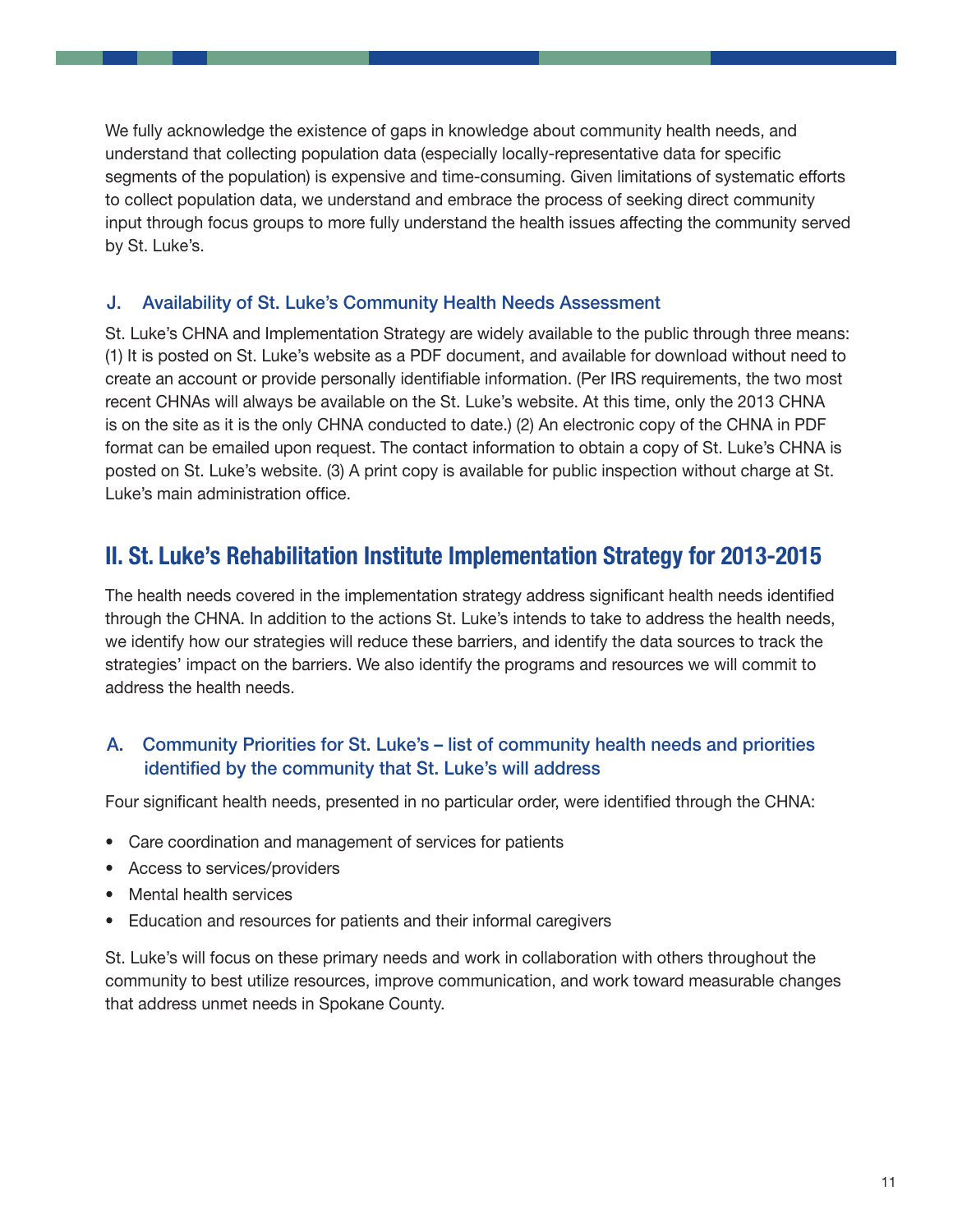We fully acknowledge the existence of gaps in knowledge about community health needs, and understand that collecting population data (especially locally-representative data for specific segments of the population) is expensive and time-consuming. Given limitations of systematic efforts to collect population data, we understand and embrace the process of seeking direct community input through focus groups to more fully understand the health issues affecting the community served by St. Luke's.

### J. Availability of St. Luke's Community Health Needs Assessment

St. Luke's CHNA and Implementation Strategy are widely available to the public through three means: (1) It is posted on St. Luke's website as a PDF document, and available for download without need to create an account or provide personally identifiable information. (Per IRS requirements, the two most recent CHNAs will always be available on the St. Luke's website. At this time, only the 2013 CHNA is on the site as it is the only CHNA conducted to date.) (2) An electronic copy of the CHNA in PDF format can be emailed upon request. The contact information to obtain a copy of St. Luke's CHNA is posted on St. Luke's website. (3) A print copy is available for public inspection without charge at St. Luke's main administration office.

## II. St. Luke's Rehabilitation Institute Implementation Strategy for 2013-2015

The health needs covered in the implementation strategy address significant health needs identified through the CHNA. In addition to the actions St. Luke's intends to take to address the health needs, we identify how our strategies will reduce these barriers, and identify the data sources to track the strategies' impact on the barriers. We also identify the programs and resources we will commit to address the health needs.

### A. Community Priorities for St. Luke's – list of community health needs and priorities identified by the community that St. Luke's will address

Four significant health needs, presented in no particular order, were identified through the CHNA:

- Care coordination and management of services for patients
- Access to services/providers
- Mental health services
- Education and resources for patients and their informal caregivers

St. Luke's will focus on these primary needs and work in collaboration with others throughout the community to best utilize resources, improve communication, and work toward measurable changes that address unmet needs in Spokane County.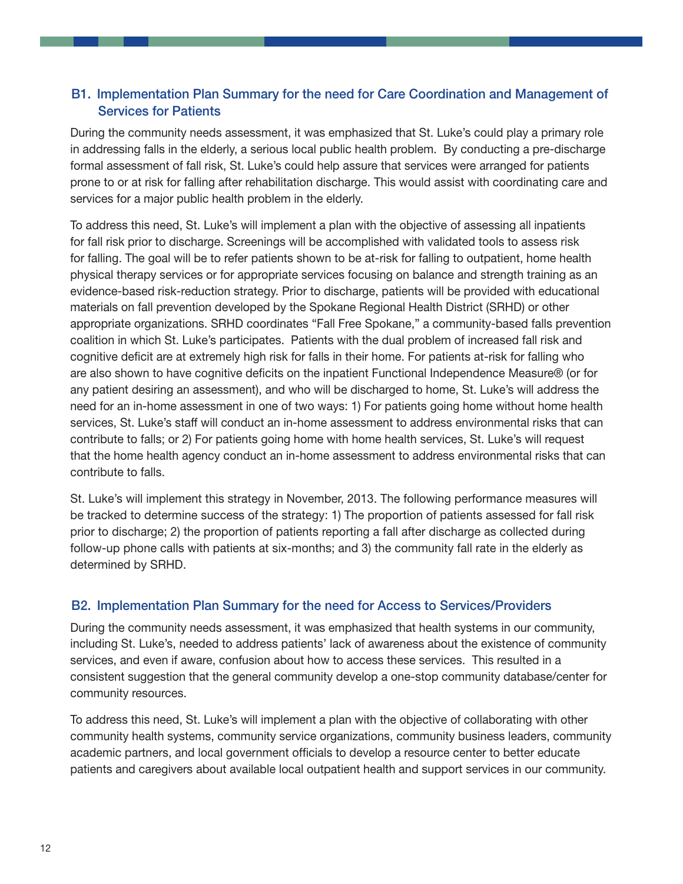### B1. Implementation Plan Summary for the need for Care Coordination and Management of Services for Patients

During the community needs assessment, it was emphasized that St. Luke's could play a primary role in addressing falls in the elderly, a serious local public health problem. By conducting a pre-discharge formal assessment of fall risk, St. Luke's could help assure that services were arranged for patients prone to or at risk for falling after rehabilitation discharge. This would assist with coordinating care and services for a major public health problem in the elderly.

To address this need, St. Luke's will implement a plan with the objective of assessing all inpatients for fall risk prior to discharge. Screenings will be accomplished with validated tools to assess risk for falling. The goal will be to refer patients shown to be at-risk for falling to outpatient, home health physical therapy services or for appropriate services focusing on balance and strength training as an evidence-based risk-reduction strategy. Prior to discharge, patients will be provided with educational materials on fall prevention developed by the Spokane Regional Health District (SRHD) or other appropriate organizations. SRHD coordinates "Fall Free Spokane," a community-based falls prevention coalition in which St. Luke's participates. Patients with the dual problem of increased fall risk and cognitive deficit are at extremely high risk for falls in their home. For patients at-risk for falling who are also shown to have cognitive deficits on the inpatient Functional Independence Measure® (or for any patient desiring an assessment), and who will be discharged to home, St. Luke's will address the need for an in-home assessment in one of two ways: 1) For patients going home without home health services, St. Luke's staff will conduct an in-home assessment to address environmental risks that can contribute to falls; or 2) For patients going home with home health services, St. Luke's will request that the home health agency conduct an in-home assessment to address environmental risks that can contribute to falls.

St. Luke's will implement this strategy in November, 2013. The following performance measures will be tracked to determine success of the strategy: 1) The proportion of patients assessed for fall risk prior to discharge; 2) the proportion of patients reporting a fall after discharge as collected during follow-up phone calls with patients at six-months; and 3) the community fall rate in the elderly as determined by SRHD.

### B2. Implementation Plan Summary for the need for Access to Services/Providers

During the community needs assessment, it was emphasized that health systems in our community, including St. Luke's, needed to address patients' lack of awareness about the existence of community services, and even if aware, confusion about how to access these services. This resulted in a consistent suggestion that the general community develop a one-stop community database/center for community resources.

To address this need, St. Luke's will implement a plan with the objective of collaborating with other community health systems, community service organizations, community business leaders, community academic partners, and local government officials to develop a resource center to better educate patients and caregivers about available local outpatient health and support services in our community.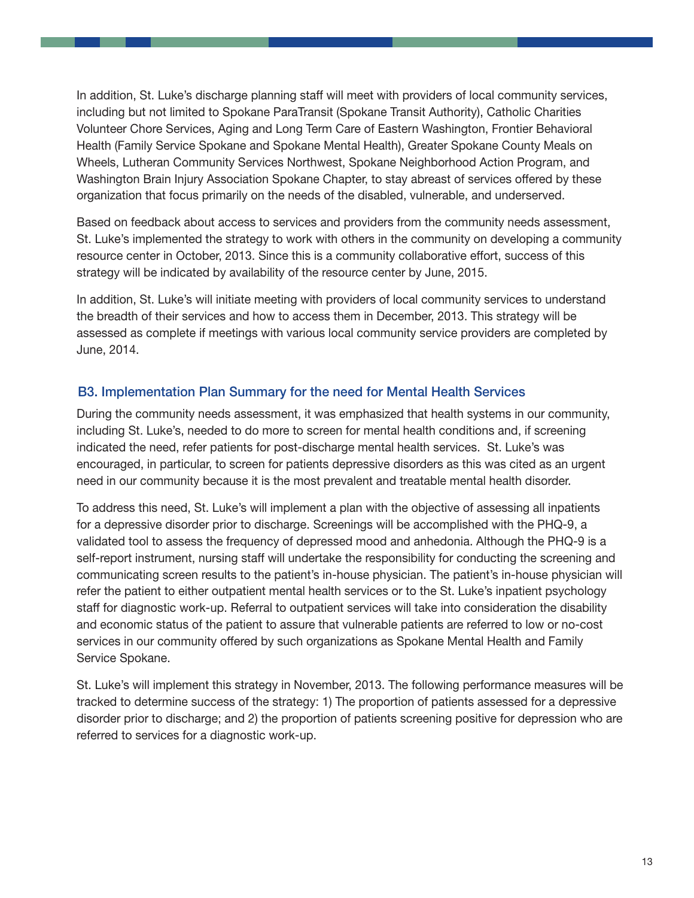In addition, St. Luke's discharge planning staff will meet with providers of local community services, including but not limited to Spokane ParaTransit (Spokane Transit Authority), Catholic Charities Volunteer Chore Services, Aging and Long Term Care of Eastern Washington, Frontier Behavioral Health (Family Service Spokane and Spokane Mental Health), Greater Spokane County Meals on Wheels, Lutheran Community Services Northwest, Spokane Neighborhood Action Program, and Washington Brain Injury Association Spokane Chapter, to stay abreast of services offered by these organization that focus primarily on the needs of the disabled, vulnerable, and underserved.

Based on feedback about access to services and providers from the community needs assessment, St. Luke's implemented the strategy to work with others in the community on developing a community resource center in October, 2013. Since this is a community collaborative effort, success of this strategy will be indicated by availability of the resource center by June, 2015.

In addition, St. Luke's will initiate meeting with providers of local community services to understand the breadth of their services and how to access them in December, 2013. This strategy will be assessed as complete if meetings with various local community service providers are completed by June, 2014.

### B3. Implementation Plan Summary for the need for Mental Health Services

During the community needs assessment, it was emphasized that health systems in our community, including St. Luke's, needed to do more to screen for mental health conditions and, if screening indicated the need, refer patients for post-discharge mental health services. St. Luke's was encouraged, in particular, to screen for patients depressive disorders as this was cited as an urgent need in our community because it is the most prevalent and treatable mental health disorder.

To address this need, St. Luke's will implement a plan with the objective of assessing all inpatients for a depressive disorder prior to discharge. Screenings will be accomplished with the PHQ-9, a validated tool to assess the frequency of depressed mood and anhedonia. Although the PHQ-9 is a self-report instrument, nursing staff will undertake the responsibility for conducting the screening and communicating screen results to the patient's in-house physician. The patient's in-house physician will refer the patient to either outpatient mental health services or to the St. Luke's inpatient psychology staff for diagnostic work-up. Referral to outpatient services will take into consideration the disability and economic status of the patient to assure that vulnerable patients are referred to low or no-cost services in our community offered by such organizations as Spokane Mental Health and Family Service Spokane.

St. Luke's will implement this strategy in November, 2013. The following performance measures will be tracked to determine success of the strategy: 1) The proportion of patients assessed for a depressive disorder prior to discharge; and 2) the proportion of patients screening positive for depression who are referred to services for a diagnostic work-up.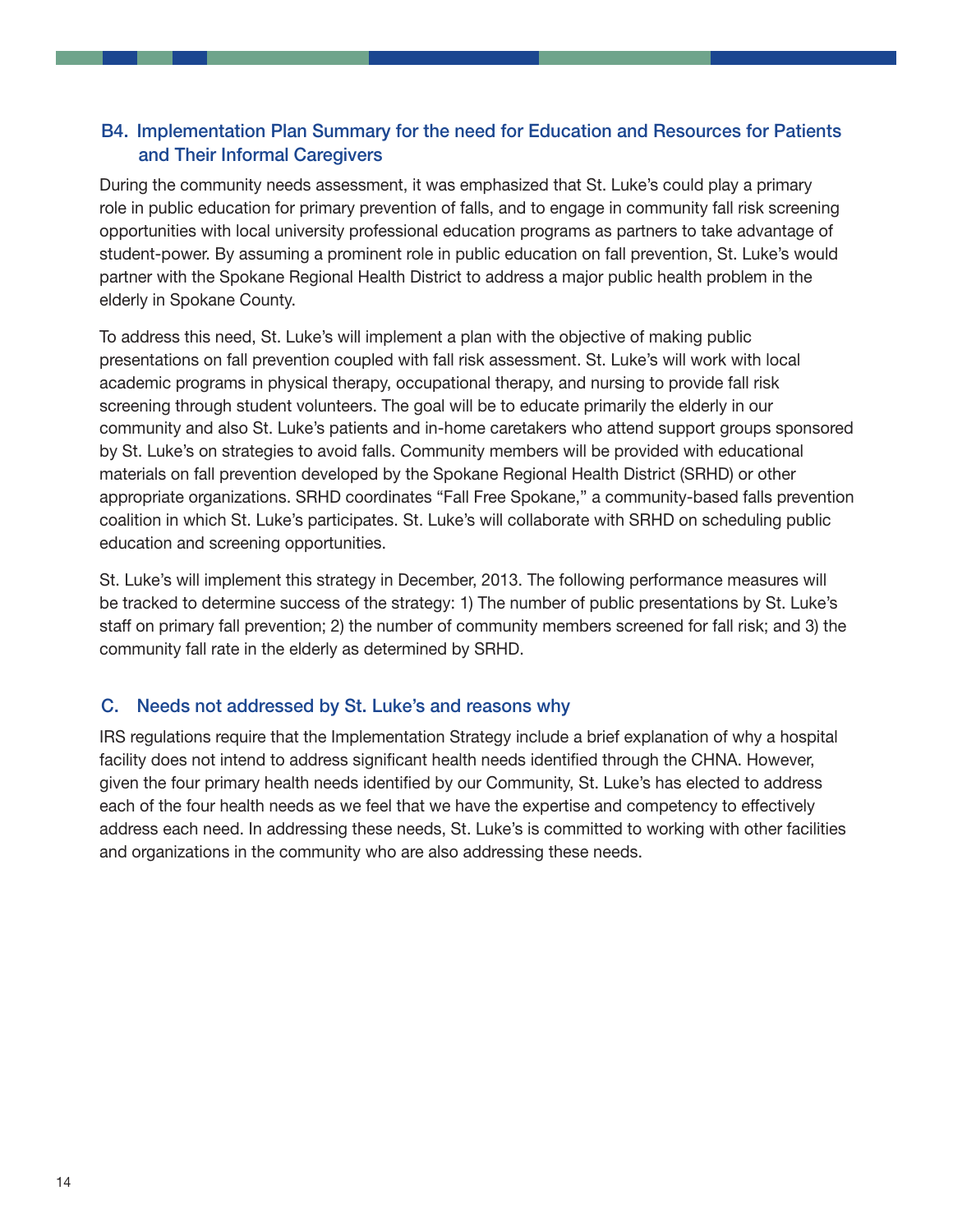## B4. Implementation Plan Summary for the need for Education and Resources for Patients and Their Informal Caregivers

During the community needs assessment, it was emphasized that St. Luke's could play a primary role in public education for primary prevention of falls, and to engage in community fall risk screening opportunities with local university professional education programs as partners to take advantage of student-power. By assuming a prominent role in public education on fall prevention, St. Luke's would partner with the Spokane Regional Health District to address a major public health problem in the elderly in Spokane County.

To address this need, St. Luke's will implement a plan with the objective of making public presentations on fall prevention coupled with fall risk assessment. St. Luke's will work with local academic programs in physical therapy, occupational therapy, and nursing to provide fall risk screening through student volunteers. The goal will be to educate primarily the elderly in our community and also St. Luke's patients and in-home caretakers who attend support groups sponsored by St. Luke's on strategies to avoid falls. Community members will be provided with educational materials on fall prevention developed by the Spokane Regional Health District (SRHD) or other appropriate organizations. SRHD coordinates "Fall Free Spokane," a community-based falls prevention coalition in which St. Luke's participates. St. Luke's will collaborate with SRHD on scheduling public education and screening opportunities.

St. Luke's will implement this strategy in December, 2013. The following performance measures will be tracked to determine success of the strategy: 1) The number of public presentations by St. Luke's staff on primary fall prevention; 2) the number of community members screened for fall risk; and 3) the community fall rate in the elderly as determined by SRHD.

## C. Needs not addressed by St. Luke's and reasons why

IRS regulations require that the Implementation Strategy include a brief explanation of why a hospital facility does not intend to address significant health needs identified through the CHNA. However, given the four primary health needs identified by our Community, St. Luke's has elected to address each of the four health needs as we feel that we have the expertise and competency to effectively address each need. In addressing these needs, St. Luke's is committed to working with other facilities and organizations in the community who are also addressing these needs.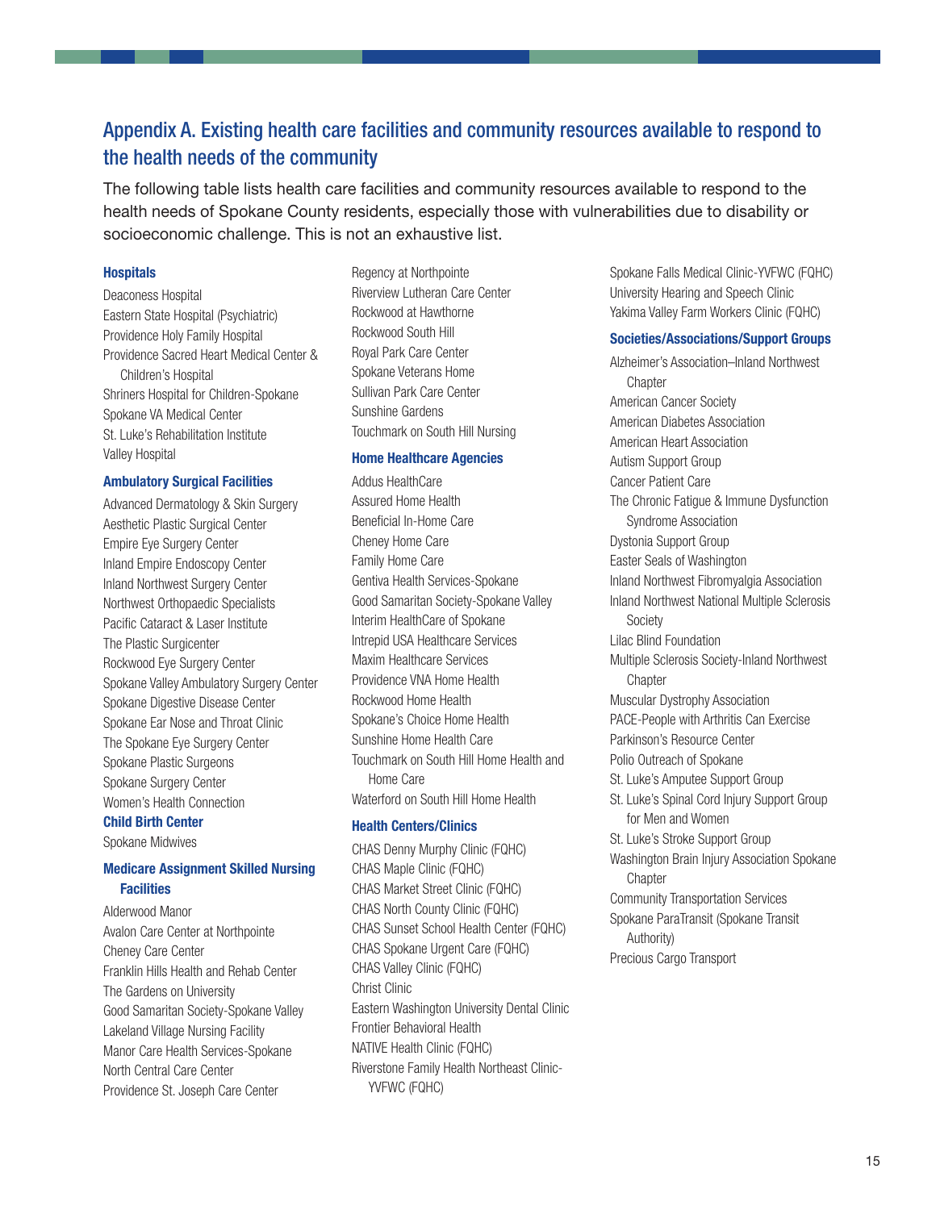## Appendix A. Existing health care facilities and community resources available to respond to the health needs of the community

The following table lists health care facilities and community resources available to respond to the health needs of Spokane County residents, especially those with vulnerabilities due to disability or socioeconomic challenge. This is not an exhaustive list.

### Hospitals

- Deaconess Hospital
- Eastern State Hospital (Psychiatric)
- Providence Holy Family Hospital
- Providence Sacred Heart Medical Center & Children's Hospital
- Shriners Hospital for Children-Spokane
- Spokane VA Medical Center
- St. Luke's Rehabilitation Institute
- Valley Hospital

### Ambulatory Surgical Facilities

- Advanced Dermatology & Skin Surgery
- Aesthetic Plastic Surgical Center
- Empire Eye Surgery Center
- Inland Empire Endoscopy Center
- Inland Northwest Surgery Center
- Northwest Orthopaedic Specialists
- Pacific Cataract & Laser Institute
- The Plastic Surgicenter
- Rockwood Eye Surgery Center
- Spokane Valley Ambulatory Surgery Center
- Spokane Digestive Disease Center
- Spokane Ear Nose and Throat Clinic
- The Spokane Eye Surgery Center
- Spokane Plastic Surgeons
- Spokane Surgery Center
- Women's Health Connection

### Child Birth Center

- Spokane Midwives

### Medicare Assignment Skilled Nursing Facilities

- Alderwood Manor
- Avalon Care Center at Northpointe
- Cheney Care Center
- Franklin Hills Health and Rehab Center
- The Gardens on University
- Good Samaritan Society-Spokane Valley
- Lakeland Village Nursing Facility
- Manor Care Health Services-Spokane
- North Central Care Center
- Providence St. Joseph Care Center
- Regency at Northpointe
- Riverview Lutheran Care Center
- Rockwood at Hawthorne
- Rockwood South Hill
- Royal Park Care Center
- Spokane Veterans Home
- Sullivan Park Care Center
- Sunshine Gardens
- Touchmark on South Hill Nursing

### Home Healthcare Agencies

- Addus HealthCare
- Assured Home Health
- Beneficial In-Home Care
- Cheney Home Care
- Family Home Care
- Gentiva Health Services-Spokane
- Good Samaritan Society-Spokane Valley
- Interim HealthCare of Spokane
- Intrepid USA Healthcare Services
- Maxim Healthcare Services
- Providence VNA Home Health
- Rockwood Home Health
- Spokane's Choice Home Health
- Sunshine Home Health Care
- Touchmark on South Hill Home Health and Home Care
- Waterford on South Hill Home Health

### Health Centers/Clinics

- CHAS Denny Murphy Clinic (FQHC)
- CHAS Maple Clinic (FQHC)
- CHAS Market Street Clinic (FQHC)
- CHAS North County Clinic (FQHC)
- CHAS Sunset School Health Center (FQHC)
- CHAS Spokane Urgent Care (FQHC)
- CHAS Valley Clinic (FQHC)
- Christ Clinic
- Eastern Washington University Dental Clinic
- Frontier Behavioral Health
- NATIVE Health Clinic (FQHC)
- Riverstone Family Health Northeast Clinic-YVFWC (FQHC)
- Spokane Falls Medical Clinic-YVFWC (FQHC)
- University Hearing and Speech Clinic
- Yakima Valley Farm Workers Clinic (FQHC)

### Societies/Associations/Support Groups

- Alzheimer's Association–Inland Northwest Chapter
- American Cancer Society
- American Diabetes Association
- American Heart Association
- Autism Support Group
- Cancer Patient Care
- The Chronic Fatigue & Immune Dysfunction Syndrome Association
- Dystonia Support Group
- Easter Seals of Washington
- Inland Northwest Fibromyalgia Association
- Inland Northwest National Multiple Sclerosis Society
- Lilac Blind Foundation
- Multiple Sclerosis Society-Inland Northwest Chapter
- Muscular Dystrophy Association
- PACE-People with Arthritis Can Exercise
- Parkinson's Resource Center
- Polio Outreach of Spokane
- St. Luke's Amputee Support Group
- St. Luke's Spinal Cord Injury Support Group for Men and Women
- St. Luke's Stroke Support Group
- Washington Brain Injury Association Spokane Chapter
- Community Transportation Services
- Spokane ParaTransit (Spokane Transit Authority)
- Precious Cargo Transport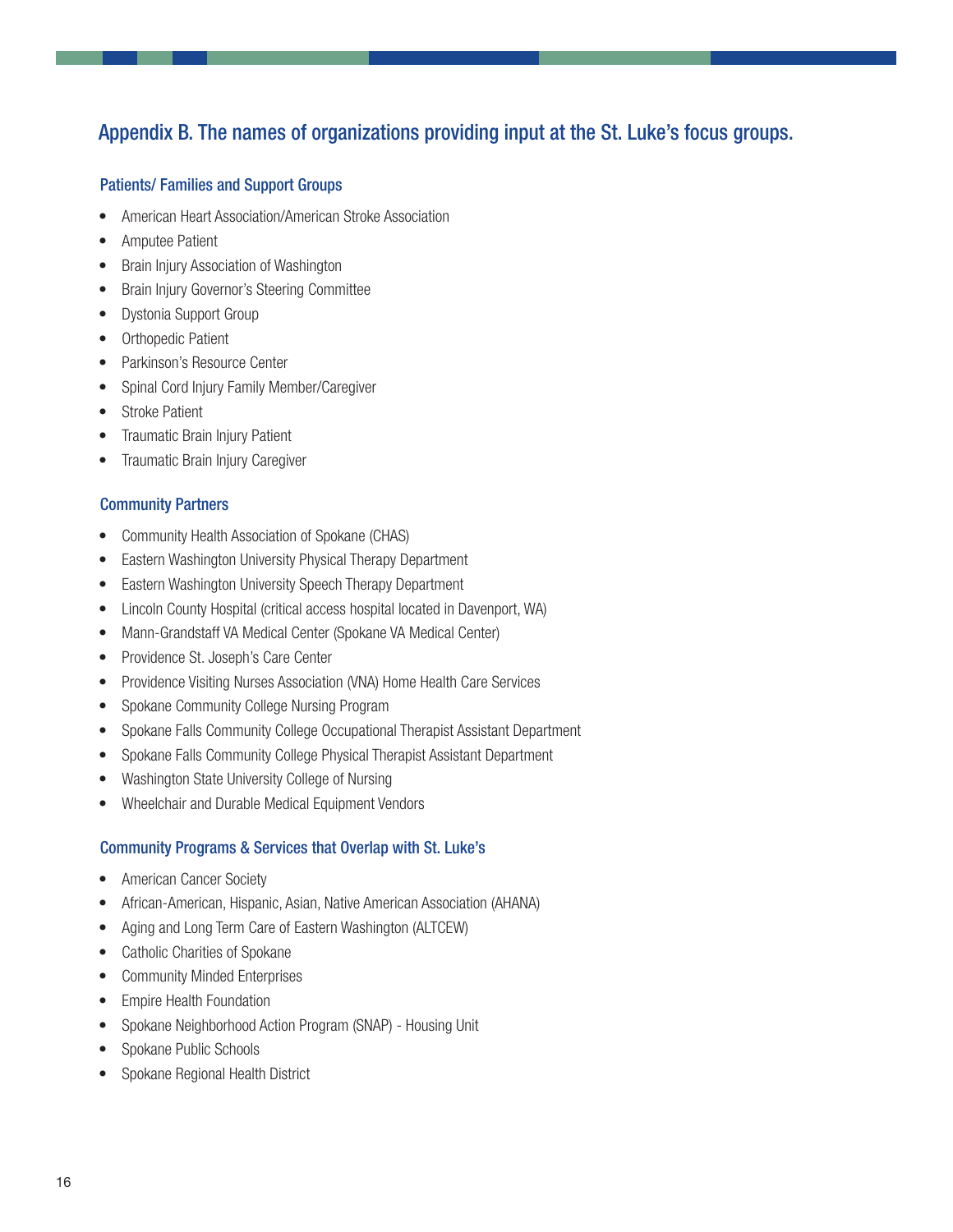## Appendix B. The names of organizations providing input at the St. Luke's focus groups.

### Patients/ Families and Support Groups

- American Heart Association/American Stroke Association
- Amputee Patient
- Brain Injury Association of Washington
- Brain Injury Governor's Steering Committee
- Dystonia Support Group
- Orthopedic Patient
- Parkinson's Resource Center
- Spinal Cord Injury Family Member/Caregiver
- Stroke Patient
- Traumatic Brain Injury Patient
- Traumatic Brain Injury Caregiver

### Community Partners

- Community Health Association of Spokane (CHAS)
- Eastern Washington University Physical Therapy Department
- Eastern Washington University Speech Therapy Department
- Lincoln County Hospital (critical access hospital located in Davenport, WA)
- Mann-Grandstaff VA Medical Center (Spokane VA Medical Center)
- Providence St. Joseph's Care Center
- Providence Visiting Nurses Association (VNA) Home Health Care Services
- Spokane Community College Nursing Program
- Spokane Falls Community College Occupational Therapist Assistant Department
- Spokane Falls Community College Physical Therapist Assistant Department
- Washington State University College of Nursing
- Wheelchair and Durable Medical Equipment Vendors

### Community Programs & Services that Overlap with St. Luke's

- American Cancer Society
- African-American, Hispanic, Asian, Native American Association (AHANA)
- Aging and Long Term Care of Eastern Washington (ALTCEW)
- Catholic Charities of Spokane
- Community Minded Enterprises
- Empire Health Foundation
- Spokane Neighborhood Action Program (SNAP) - Housing Unit
- Spokane Public Schools
- Spokane Regional Health District